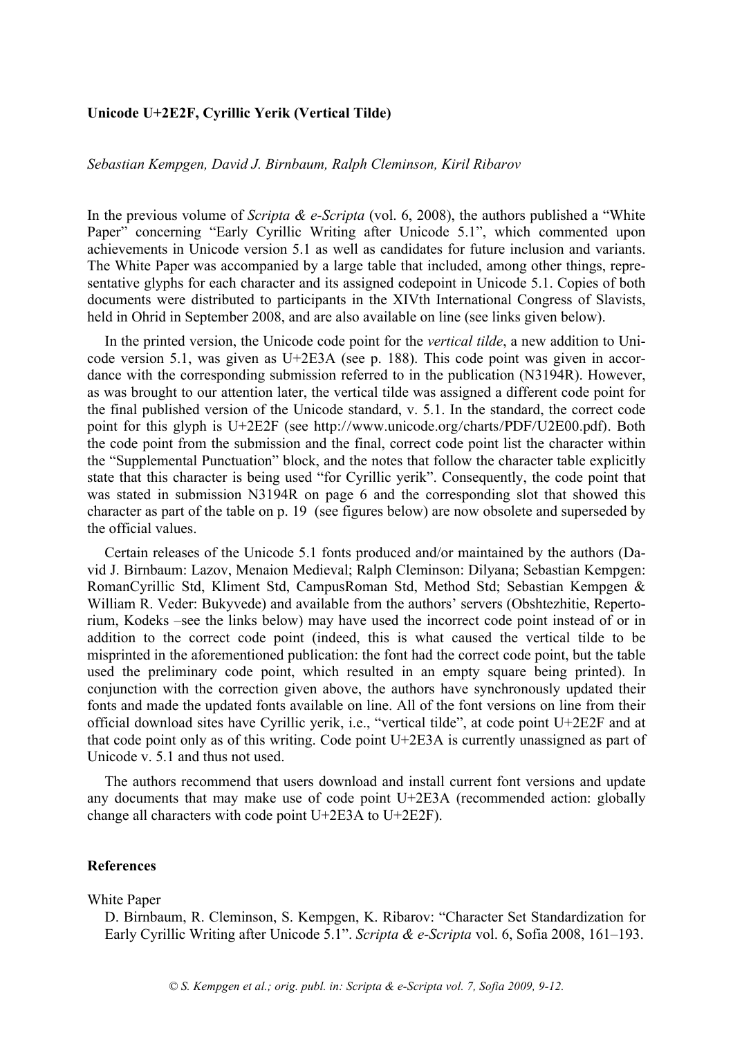**Unicode U+2E2F, Cyrillic Yerik (Vertical Tilde)**

*Sebastian Kempgen, David J. Birnbaum, Ralph Cleminson, Kiril Ribarov*

In the previous volume of *Scripta & e-Scripta* (vol. 6, 2008), the authors published a "White Paper" concerning "Early Cyrillic Writing after Unicode 5.1", which commented upon achievements in Unicode version 5.1 as well as candidates for future inclusion and variants. The White Paper was accompanied by a large table that included, among other things, representative glyphs for each character and its assigned codepoint in Unicode 5.1. Copies of both documents were distributed to participants in the XIVth International Congress of Slavists, held in Ohrid in September 2008, and are also available on line (see links given below).

In the printed version, the Unicode code point for the *vertical tilde*, a new addition to Unicode version 5.1, was given as U+2E3A (see p. 188). This code point was given in accordance with the corresponding submission referred to in the publication (N3194R). However, as was brought to our attention later, the vertical tilde was assigned a different code point for the final published version of the Unicode standard, v. 5.1. In the standard, the correct code point for this glyph is U+2E2F (see http://www.unicode.org/charts/PDF/U2E00.pdf). Both the code point from the submission and the final, correct code point list the character within the "Supplemental Punctuation" block, and the notes that follow the character table explicitly state that this character is being used "for Cyrillic yerik". Consequently, the code point that was stated in submission N3194R on page 6 and the corresponding slot that showed this character as part of the table on p. 19 (see figures below) are now obsolete and superseded by the official values.

Certain releases of the Unicode 5.1 fonts produced and/or maintained by the authors (David J. Birnbaum: Lazov, Menaion Medieval; Ralph Cleminson: Dilyana; Sebastian Kempgen: RomanCyrillic Std, Kliment Std, CampusRoman Std, Method Std; Sebastian Kempgen & William R. Veder: Bukyvede) and available from the authors' servers (Obshtezhitie, Repertorium, Kodeks –see the links below) may have used the incorrect code point instead of or in addition to the correct code point (indeed, this is what caused the vertical tilde to be misprinted in the aforementioned publication: the font had the correct code point, but the table used the preliminary code point, which resulted in an empty square being printed). In conjunction with the correction given above, the authors have synchronously updated their fonts and made the updated fonts available on line. All of the font versions on line from their official download sites have Cyrillic yerik, i.e., "vertical tilde", at code point U+2E2F and at that code point only as of this writing. Code point U+2E3A is currently unassigned as part of Unicode v. 5.1 and thus not used.

The authors recommend that users download and install current font versions and update any documents that may make use of code point U+2E3A (recommended action: globally change all characters with code point U+2E3A to U+2E2F).

## References

White Paper

D. Birnbaum, R. Cleminson, S. Kempgen, K. Ribarov: "Character Set Standardization for Early Cyrillic Writing after Unicode 5.1". *Scripta & e-Scripta* vol. 6, Sofia 2008, 161–193.

*© S. Kempgen et al.; orig. publ. in: Scripta & e-Scripta vol. 7, Sofia 2009, 9-12.*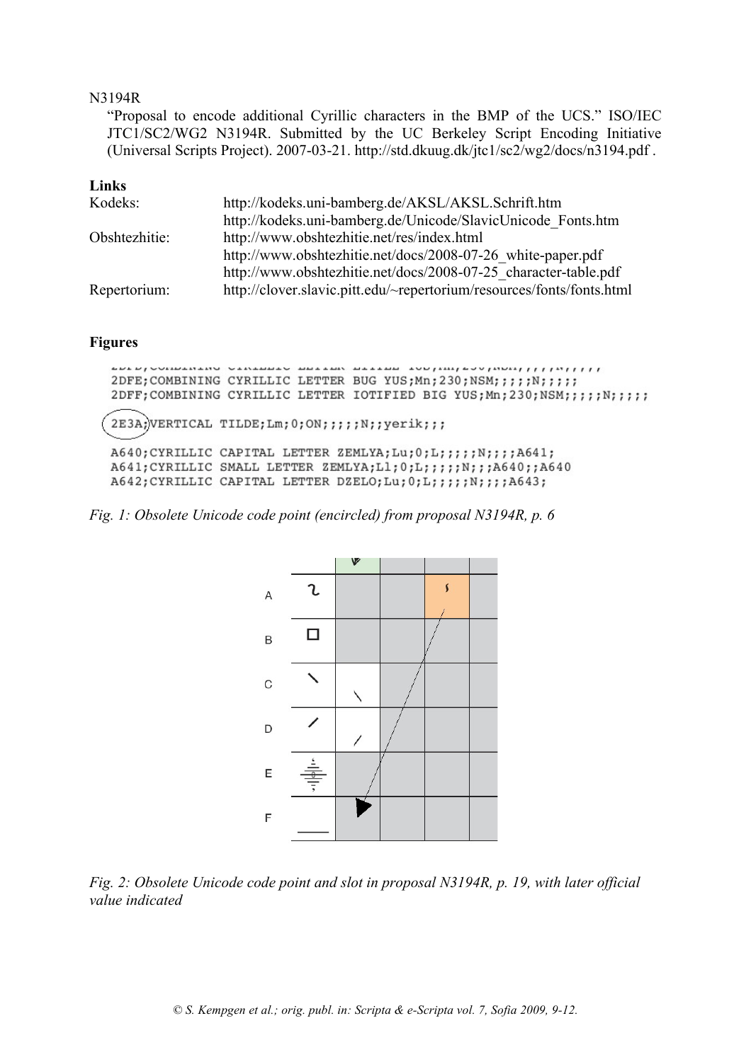N3194R

"Proposal to encode additional Cyrillic characters in the BMP of the UCS." ISO/IEC JTC1/SC2/WG2 N3194R. Submitted by the UC Berkeley Script Encoding Initiative (Universal Scripts Project). 2007-03-21. http://std.dkuug.dk/jtc1/sc2/wg2/docs/n3194.pdf .

**Links**

| | |
|---|---|
| Kodeks: | http://kodeks.uni-bamberg.de/AKSL/AKSL.Schrift.htm |
| | http://kodeks.uni-bamberg.de/Unicode/SlavicUnicode_Fonts.htm |
| Obshtezhitie: | http://www.obshtezhitie.net/res/index.html |
| | http://www.obshtezhitie.net/docs/2008-07-26_white-paper.pdf |
| | http://www.obshtezhitie.net/docs/2008-07-25_character-table.pdf |
| Repertorium: | http://clover.slavic.pitt.edu/~repertorium/resources/fonts/fonts.html |

**Figures**

```
2DFE;COMBINING CYRILLIC LETTER BUG YUS;Mn;230;NSM;;;;;N;;;;;
2DFF;COMBINING CYRILLIC LETTER IOTIFIED BIG YUS;Mn;230;NSM;;;;;N;;;;;
2E3A;VERTICAL TILDE;Lm;0;ON;;;;;N;;yerik;;;
A640;CYRILLIC CAPITAL LETTER ZEMLYA;Lu;0;L;;;;;N;;;;A641;
A641;CYRILLIC SMALL LETTER ZEMLYA;Ll;0;L;;;;;N;;;A640;;A640
A642;CYRILLIC CAPITAL LETTER DZELO;Lu;0;L;;;;;N;;;;A643;
```

*Fig. 1: Obsolete Unicode code point (encircled) from proposal N3194R, p. 6*

A
B
C
D
E
F

*Fig. 2: Obsolete Unicode code point and slot in proposal N3194R, p. 19, with later official value indicated*

*© S. Kempgen et al.; orig. publ. in: Scripta & e-Scripta vol. 7, Sofia 2009, 9-12.*